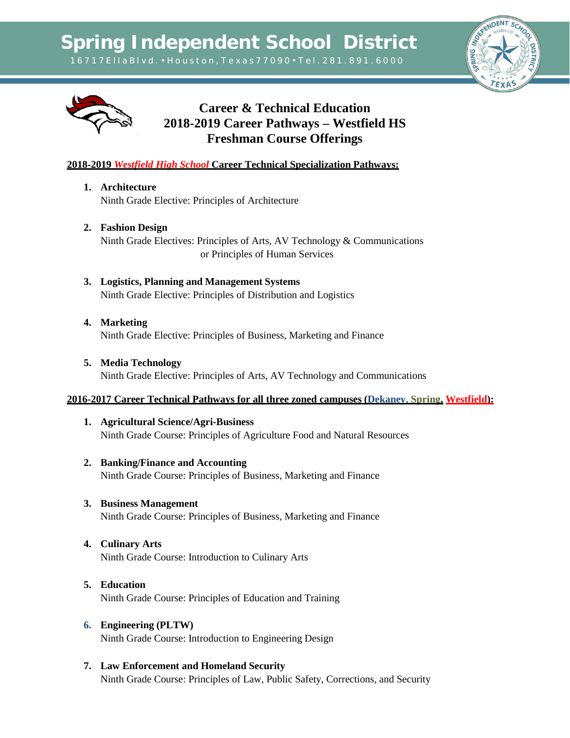# Spring Independent School District

16717 Ella Blvd. • Houston, Texas 77090 • Tel. 281.891.6000

## Career & Technical Education
## 2018-2019 Career Pathways – Westfield HS
## Freshman Course Offerings

**2018-2019 *Westfield High School* Career Technical Specialization Pathways:**

1. **Architecture**
   Ninth Grade Elective: Principles of Architecture

2. **Fashion Design**
   Ninth Grade Electives: Principles of Arts, AV Technology & Communications
   or Principles of Human Services

3. **Logistics, Planning and Management Systems**
   Ninth Grade Elective: Principles of Distribution and Logistics

4. **Marketing**
   Ninth Grade Elective: Principles of Business, Marketing and Finance

5. **Media Technology**
   Ninth Grade Elective: Principles of Arts, AV Technology and Communications

**2016-2017 Career Technical Pathways for all three zoned campuses (Dekaney, Spring, Westfield):**

1. **Agricultural Science/Agri-Business**
   Ninth Grade Course: Principles of Agriculture Food and Natural Resources

2. **Banking/Finance and Accounting**
   Ninth Grade Course: Principles of Business, Marketing and Finance

3. **Business Management**
   Ninth Grade Course: Principles of Business, Marketing and Finance

4. **Culinary Arts**
   Ninth Grade Course: Introduction to Culinary Arts

5. **Education**
   Ninth Grade Course: Principles of Education and Training

6. **Engineering (PLTW)**
   Ninth Grade Course: Introduction to Engineering Design

7. **Law Enforcement and Homeland Security**
   Ninth Grade Course: Principles of Law, Public Safety, Corrections, and Security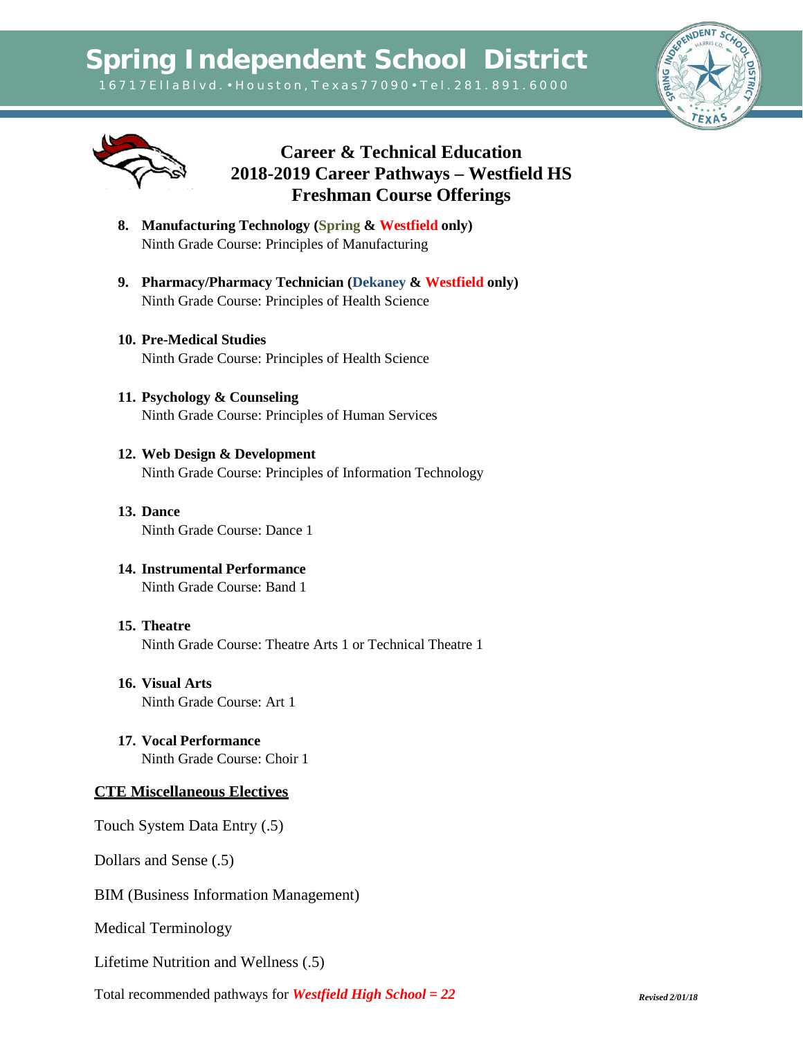# Spring Independent School District

16717 Ella Blvd. • Houston, Texas 77090 • Tel. 281.891.6000

## Career & Technical Education
## 2018-2019 Career Pathways – Westfield HS
## Freshman Course Offerings

8. **Manufacturing Technology (Spring & Westfield only)**
   Ninth Grade Course: Principles of Manufacturing

9. **Pharmacy/Pharmacy Technician (Dekaney & Westfield only)**
   Ninth Grade Course: Principles of Health Science

10. **Pre-Medical Studies**
    Ninth Grade Course: Principles of Health Science

11. **Psychology & Counseling**
    Ninth Grade Course: Principles of Human Services

12. **Web Design & Development**
    Ninth Grade Course: Principles of Information Technology

13. **Dance**
    Ninth Grade Course: Dance 1

14. **Instrumental Performance**
    Ninth Grade Course: Band 1

15. **Theatre**
    Ninth Grade Course: Theatre Arts 1 or Technical Theatre 1

16. **Visual Arts**
    Ninth Grade Course: Art 1

17. **Vocal Performance**
    Ninth Grade Course: Choir 1

**CTE Miscellaneous Electives**

Touch System Data Entry (.5)

Dollars and Sense (.5)

BIM (Business Information Management)

Medical Terminology

Lifetime Nutrition and Wellness (.5)

Total recommended pathways for ***Westfield High School = 22***

*Revised 2/01/18*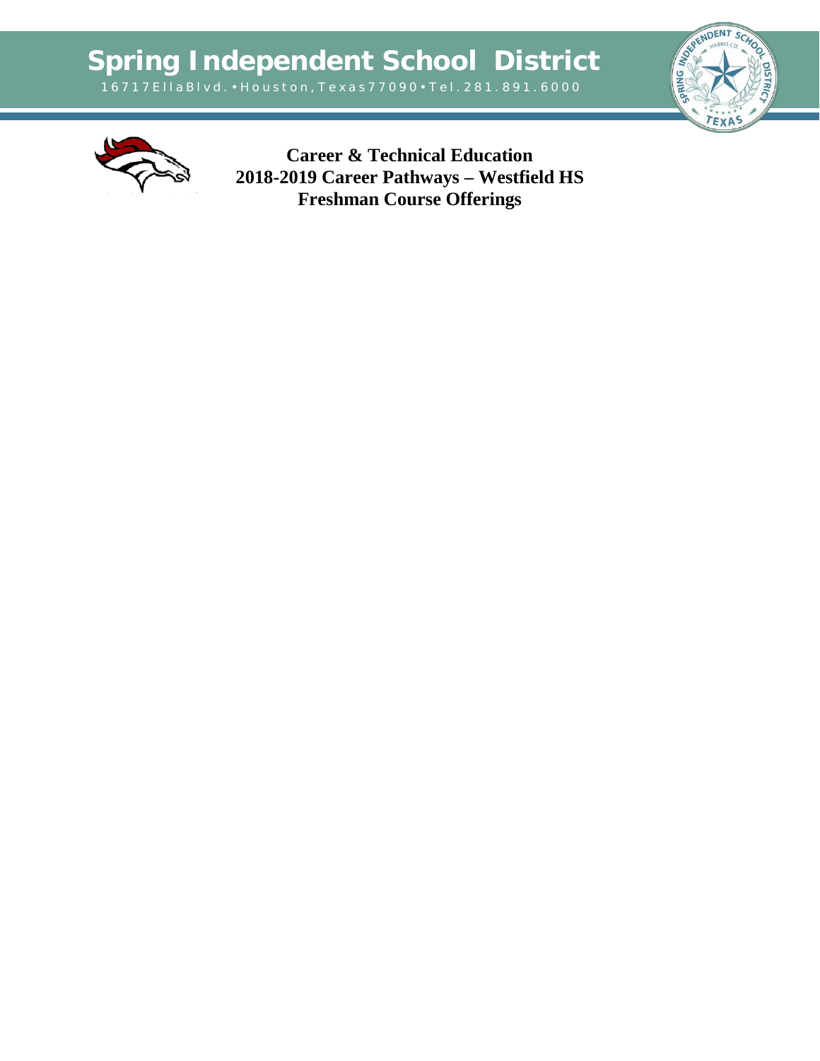# Spring Independent School District

16717 Ella Blvd. • Houston, Texas 77090 • Tel. 281.891.6000

**Career & Technical Education**
**2018-2019 Career Pathways – Westfield HS**
**Freshman Course Offerings**